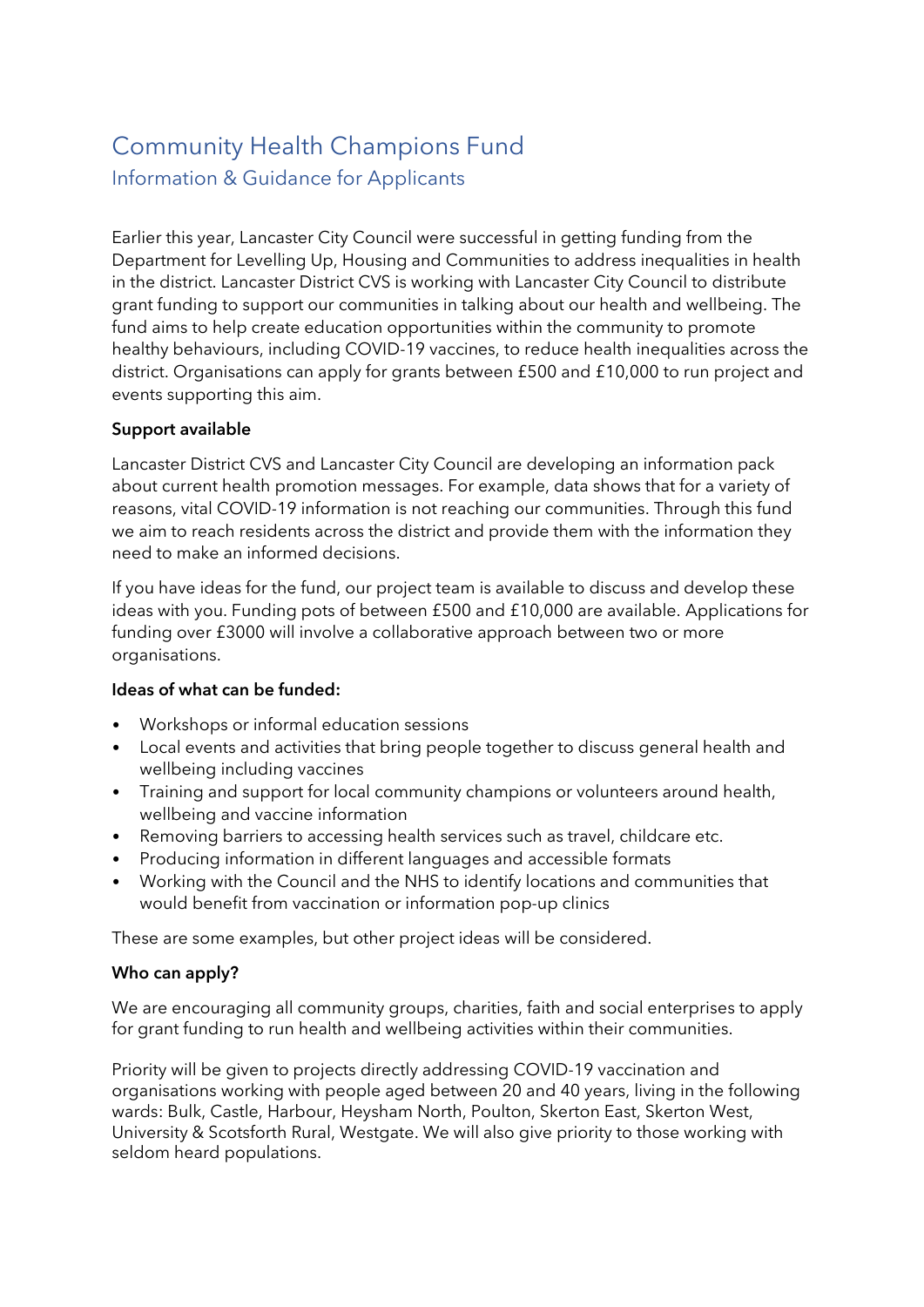# Community Health Champions Fund

## Information & Guidance for Applicants

Earlier this year, Lancaster City Council were successful in getting funding from the Department for Levelling Up, Housing and Communities to address inequalities in health in the district. Lancaster District CVS is working with Lancaster City Council to distribute grant funding to support our communities in talking about our health and wellbeing. The fund aims to help create education opportunities within the community to promote healthy behaviours, including COVID-19 vaccines, to reduce health inequalities across the district. Organisations can apply for grants between £500 and £10,000 to run project and events supporting this aim.

**Support available**

Lancaster District CVS and Lancaster City Council are developing an information pack about current health promotion messages. For example, data shows that for a variety of reasons, vital COVID-19 information is not reaching our communities. Through this fund we aim to reach residents across the district and provide them with the information they need to make an informed decisions.

If you have ideas for the fund, our project team is available to discuss and develop these ideas with you. Funding pots of between £500 and £10,000 are available. Applications for funding over £3000 will involve a collaborative approach between two or more organisations.

**Ideas of what can be funded:**

- Workshops or informal education sessions
- Local events and activities that bring people together to discuss general health and wellbeing including vaccines
- Training and support for local community champions or volunteers around health, wellbeing and vaccine information
- Removing barriers to accessing health services such as travel, childcare etc.
- Producing information in different languages and accessible formats
- Working with the Council and the NHS to identify locations and communities that would benefit from vaccination or information pop-up clinics

These are some examples, but other project ideas will be considered.

**Who can apply?**

We are encouraging all community groups, charities, faith and social enterprises to apply for grant funding to run health and wellbeing activities within their communities.

Priority will be given to projects directly addressing COVID-19 vaccination and organisations working with people aged between 20 and 40 years, living in the following wards: Bulk, Castle, Harbour, Heysham North, Poulton, Skerton East, Skerton West, University & Scotsforth Rural, Westgate. We will also give priority to those working with seldom heard populations.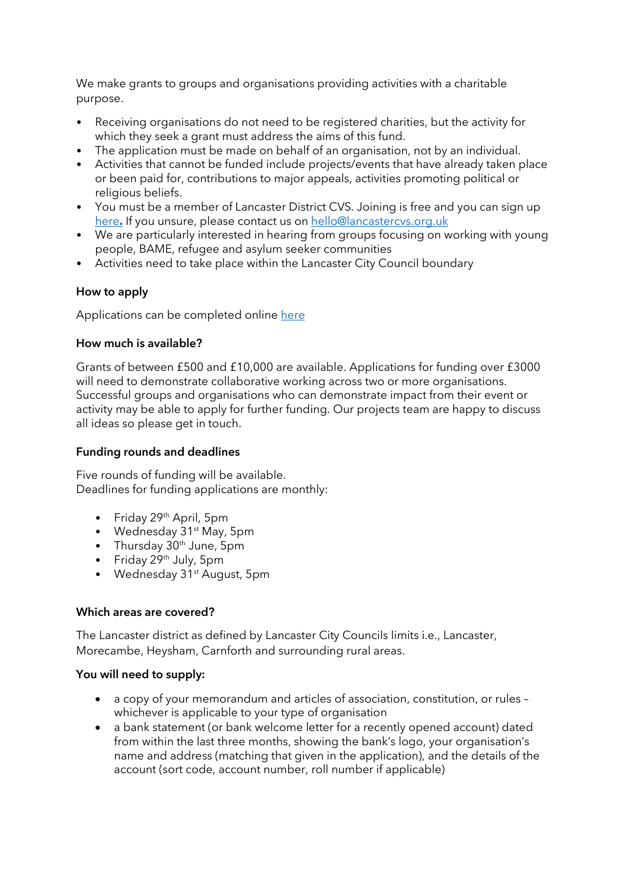We make grants to groups and organisations providing activities with a charitable purpose.

- Receiving organisations do not need to be registered charities, but the activity for which they seek a grant must address the aims of this fund.
- The application must be made on behalf of an organisation, not by an individual.
- Activities that cannot be funded include projects/events that have already taken place or been paid for, contributions to major appeals, activities promoting political or religious beliefs.
- You must be a member of Lancaster District CVS. Joining is free and you can sign up [here](). If you unsure, please contact us on [hello@lancastercvs.org.uk](mailto:hello@lancastercvs.org.uk)
- We are particularly interested in hearing from groups focusing on working with young people, BAME, refugee and asylum seeker communities
- Activities need to take place within the Lancaster City Council boundary

**How to apply**

Applications can be completed online [here]()

**How much is available?**

Grants of between £500 and £10,000 are available. Applications for funding over £3000 will need to demonstrate collaborative working across two or more organisations. Successful groups and organisations who can demonstrate impact from their event or activity may be able to apply for further funding. Our projects team are happy to discuss all ideas so please get in touch.

**Funding rounds and deadlines**

Five rounds of funding will be available.
Deadlines for funding applications are monthly:

- Friday 29th April, 5pm
- Wednesday 31st May, 5pm
- Thursday 30th June, 5pm
- Friday 29th July, 5pm
- Wednesday 31st August, 5pm

**Which areas are covered?**

The Lancaster district as defined by Lancaster City Councils limits i.e., Lancaster, Morecambe, Heysham, Carnforth and surrounding rural areas.

**You will need to supply:**

- a copy of your memorandum and articles of association, constitution, or rules – whichever is applicable to your type of organisation
- a bank statement (or bank welcome letter for a recently opened account) dated from within the last three months, showing the bank's logo, your organisation's name and address (matching that given in the application), and the details of the account (sort code, account number, roll number if applicable)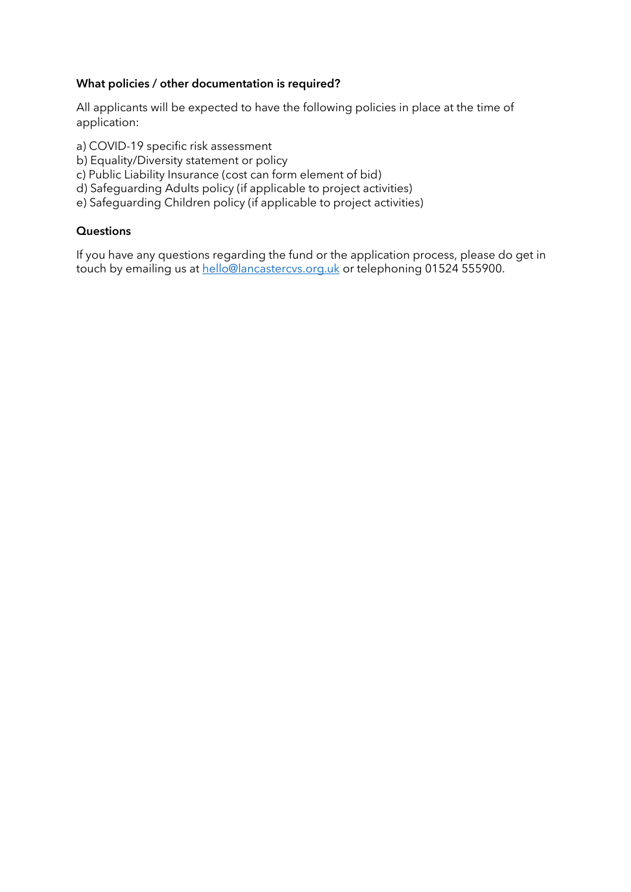**What policies / other documentation is required?**

All applicants will be expected to have the following policies in place at the time of application:

a) COVID-19 specific risk assessment
b) Equality/Diversity statement or policy
c) Public Liability Insurance (cost can form element of bid)
d) Safeguarding Adults policy (if applicable to project activities)
e) Safeguarding Children policy (if applicable to project activities)

**Questions**

If you have any questions regarding the fund or the application process, please do get in touch by emailing us at [hello@lancastercvs.org.uk](mailto:hello@lancastercvs.org.uk) or telephoning 01524 555900.